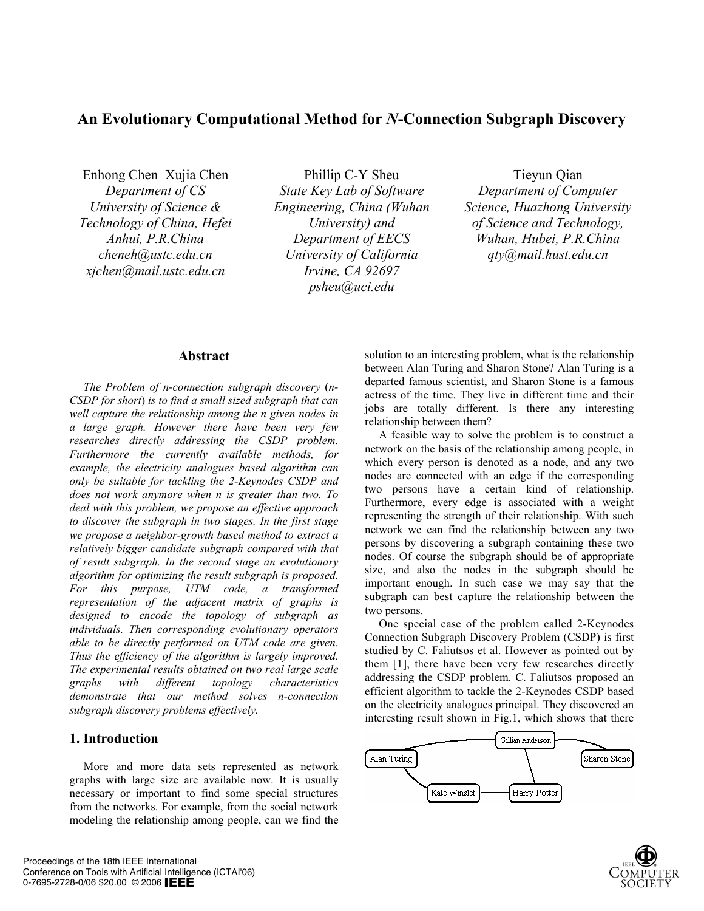# An Evolutionary Computational Method for *N*-Connection Subgraph Discovery

Enhong Chen Xujia Chen
*Department of CS*
*University of Science & Technology of China, Hefei*
*Anhui, P.R.China*
*cheneh@ustc.edu.cn*
*xjchen@mail.ustc.edu.cn*

Phillip C-Y Sheu
*State Key Lab of Software Engineering, China (Wuhan University) and*
*Department of EECS*
*University of California*
*Irvine, CA 92697*
*psheu@uci.edu*

Tieyun Qian
*Department of Computer Science, Huazhong University of Science and Technology,*
*Wuhan, Hubei, P.R.China*
*qty@mail.hust.edu.cn*

## Abstract

*The Problem of n-connection subgraph discovery (n-CSDP for short) is to find a small sized subgraph that can well capture the relationship among the n given nodes in a large graph. However there have been very few researches directly addressing the CSDP problem. Furthermore the currently available methods, for example, the electricity analogues based algorithm can only be suitable for tackling the 2-Keynodes CSDP and does not work anymore when n is greater than two. To deal with this problem, we propose an effective approach to discover the subgraph in two stages. In the first stage we propose a neighbor-growth based method to extract a relatively bigger candidate subgraph compared with that of result subgraph. In the second stage an evolutionary algorithm for optimizing the result subgraph is proposed. For this purpose, UTM code, a transformed representation of the adjacent matrix of graphs is designed to encode the topology of subgraph as individuals. Then corresponding evolutionary operators able to be directly performed on UTM code are given. Thus the efficiency of the algorithm is largely improved. The experimental results obtained on two real large scale graphs with different topology characteristics demonstrate that our method solves n-connection subgraph discovery problems effectively.*

## 1. Introduction

More and more data sets represented as network graphs with large size are available now. It is usually necessary or important to find some special structures from the networks. For example, from the social network modeling the relationship among people, can we find the solution to an interesting problem, what is the relationship between Alan Turing and Sharon Stone? Alan Turing is a departed famous scientist, and Sharon Stone is a famous actress of the time. They live in different time and their jobs are totally different. Is there any interesting relationship between them?

A feasible way to solve the problem is to construct a network on the basis of the relationship among people, in which every person is denoted as a node, and any two nodes are connected with an edge if the corresponding two persons have a certain kind of relationship. Furthermore, every edge is associated with a weight representing the strength of their relationship. With such network we can find the relationship between any two persons by discovering a subgraph containing these two nodes. Of course the subgraph should be of appropriate size, and also the nodes in the subgraph should be important enough. In such case we may say that the subgraph can best capture the relationship between the two persons.

One special case of the problem called 2-Keynodes Connection Subgraph Discovery Problem (CSDP) is first studied by C. Faliutsos et al. However as pointed out by them [1], there have been very few researches directly addressing the CSDP problem. C. Faliutsos proposed an efficient algorithm to tackle the 2-Keynodes CSDP based on the electricity analogues principal. They discovered an interesting result shown in Fig.1, which shows that there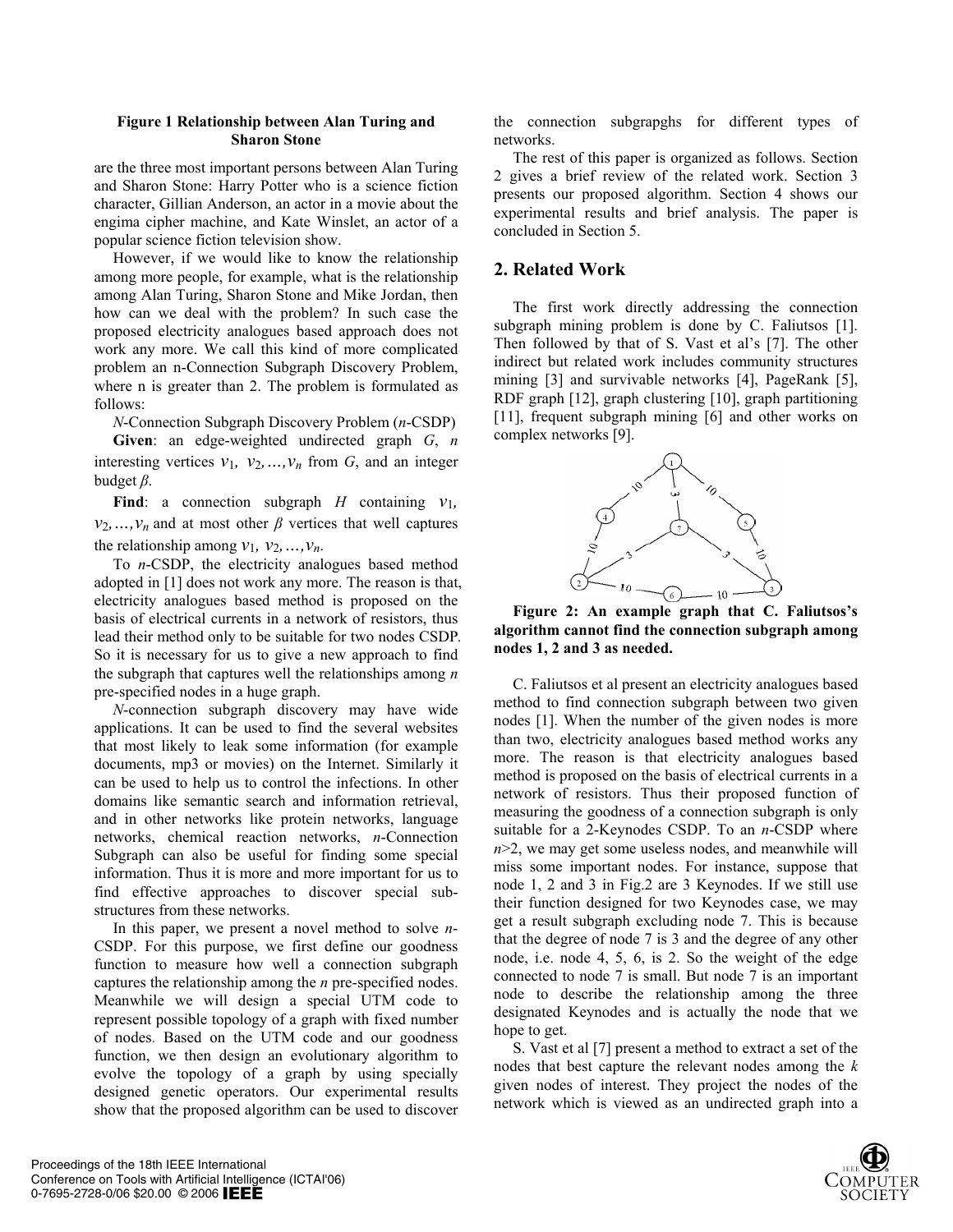**Figure 1 Relationship between Alan Turing and Sharon Stone**

are the three most important persons between Alan Turing and Sharon Stone: Harry Potter who is a science fiction character, Gillian Anderson, an actor in a movie about the engima cipher machine, and Kate Winslet, an actor of a popular science fiction television show.

However, if we would like to know the relationship among more people, for example, what is the relationship among Alan Turing, Sharon Stone and Mike Jordan, then how can we deal with the problem? In such case the proposed electricity analogues based approach does not work any more. We call this kind of more complicated problem an n-Connection Subgraph Discovery Problem, where n is greater than 2. The problem is formulated as follows:

*N*-Connection Subgraph Discovery Problem (*n*-CSDP)

**Given**: an edge-weighted undirected graph $G$, $n$ interesting vertices $v_1, v_2, \ldots, v_n$ from $G$, and an integer budget $\beta$.

**Find**: a connection subgraph $H$ containing $v_1, v_2, \ldots, v_n$ and at most other $\beta$ vertices that well captures the relationship among $v_1, v_2, \ldots, v_n$.

To *n*-CSDP, the electricity analogues based method adopted in [1] does not work any more. The reason is that, electricity analogues based method is proposed on the basis of electrical currents in a network of resistors, thus lead their method only to be suitable for two nodes CSDP. So it is necessary for us to give a new approach to find the subgraph that captures well the relationships among *n* pre-specified nodes in a huge graph.

*N*-connection subgraph discovery may have wide applications. It can be used to find the several websites that most likely to leak some information (for example documents, mp3 or movies) on the Internet. Similarly it can be used to help us to control the infections. In other domains like semantic search and information retrieval, and in other networks like protein networks, language networks, chemical reaction networks, *n*-Connection Subgraph can also be useful for finding some special information. Thus it is more and more important for us to find effective approaches to discover special sub-structures from these networks.

In this paper, we present a novel method to solve *n*-CSDP. For this purpose, we first define our goodness function to measure how well a connection subgraph captures the relationship among the *n* pre-specified nodes. Meanwhile we will design a special UTM code to represent possible topology of a graph with fixed number of nodes. Based on the UTM code and our goodness function, we then design an evolutionary algorithm to evolve the topology of a graph by using specially designed genetic operators. Our experimental results show that the proposed algorithm can be used to discover the connection subgrapghs for different types of networks.

The rest of this paper is organized as follows. Section 2 gives a brief review of the related work. Section 3 presents our proposed algorithm. Section 4 shows our experimental results and brief analysis. The paper is concluded in Section 5.

## 2. Related Work

The first work directly addressing the connection subgraph mining problem is done by C. Faliutsos [1]. Then followed by that of S. Vast et al's [7]. The other indirect but related work includes community structures mining [3] and survivable networks [4], PageRank [5], RDF graph [12], graph clustering [10], graph partitioning [11], frequent subgraph mining [6] and other works on complex networks [9].

**Figure 2: An example graph that C. Faliutsos's algorithm cannot find the connection subgraph among nodes 1, 2 and 3 as needed.**

C. Faliutsos et al present an electricity analogues based method to find connection subgraph between two given nodes [1]. When the number of the given nodes is more than two, electricity analogues based method works any more. The reason is that electricity analogues based method is proposed on the basis of electrical currents in a network of resistors. Thus their proposed function of measuring the goodness of a connection subgraph is only suitable for a 2-Keynodes CSDP. To an *n*-CSDP where $n$>2, we may get some useless nodes, and meanwhile will miss some important nodes. For instance, suppose that node 1, 2 and 3 in Fig.2 are 3 Keynodes. If we still use their function designed for two Keynodes case, we may get a result subgraph excluding node 7. This is because that the degree of node 7 is 3 and the degree of any other node, i.e. node 4, 5, 6, is 2. So the weight of the edge connected to node 7 is small. But node 7 is an important node to describe the relationship among the three designated Keynodes and is actually the node that we hope to get.

S. Vast et al [7] present a method to extract a set of the nodes that best capture the relevant nodes among the *k* given nodes of interest. They project the nodes of the network which is viewed as an undirected graph into a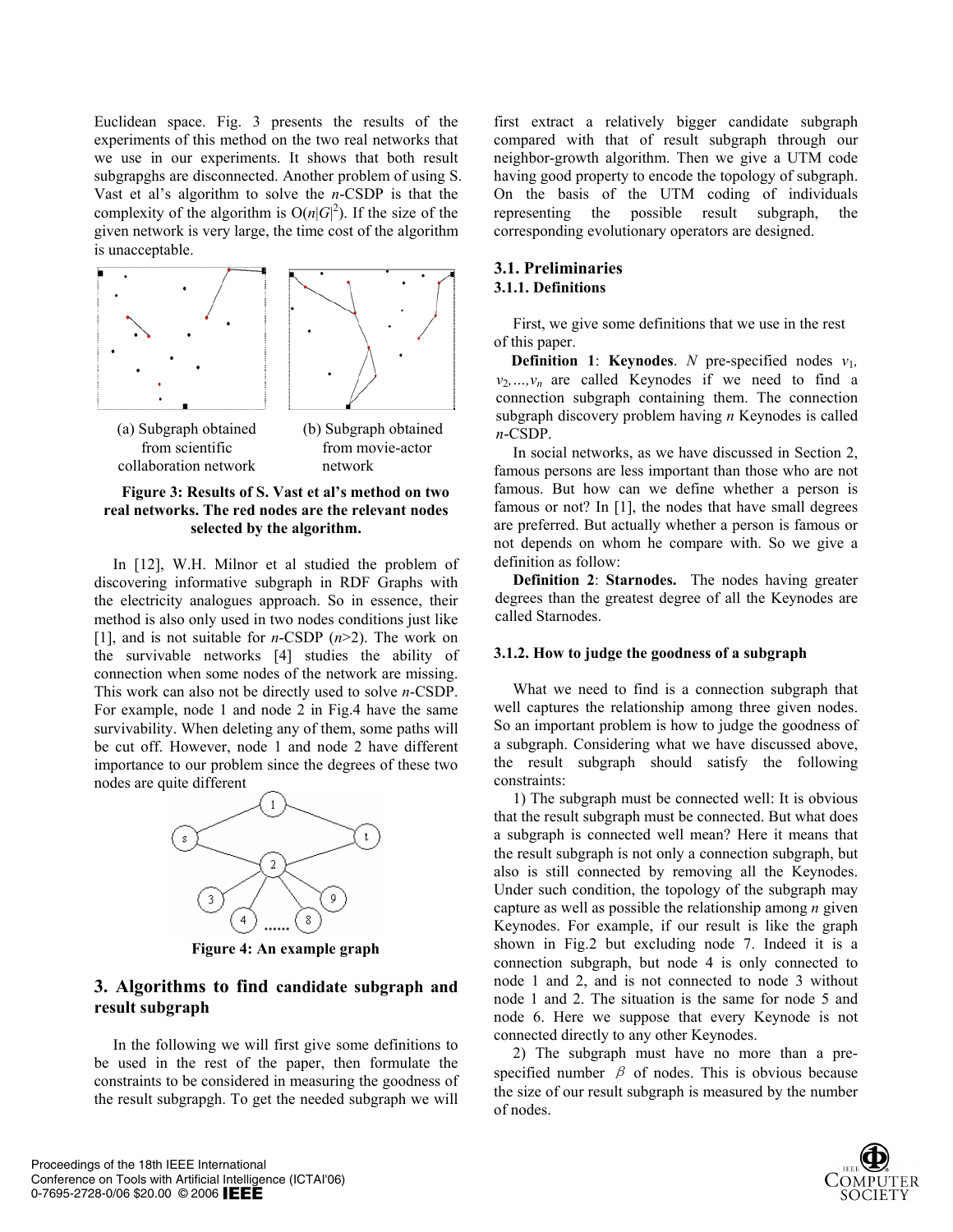Euclidean space. Fig. 3 presents the results of the experiments of this method on the two real networks that we use in our experiments. It shows that both result subgrapghs are disconnected. Another problem of using S. Vast et al's algorithm to solve the $n$-CSDP is that the complexity of the algorithm is $O(n|G|^2)$. If the size of the given network is very large, the time cost of the algorithm is unacceptable.

(a) Subgraph obtained from scientific collaboration network

(b) Subgraph obtained from movie-actor network

**Figure 3: Results of S. Vast et al's method on two real networks. The red nodes are the relevant nodes selected by the algorithm.**

In [12], W.H. Milnor et al studied the problem of discovering informative subgraph in RDF Graphs with the electricity analogues approach. So in essence, their method is also only used in two nodes conditions just like [1], and is not suitable for $n$-CSDP ($n$>2). The work on the survivable networks [4] studies the ability of connection when some nodes of the network are missing. This work can also not be directly used to solve $n$-CSDP. For example, node 1 and node 2 in Fig.4 have the same survivability. When deleting any of them, some paths will be cut off. However, node 1 and node 2 have different importance to our problem since the degrees of these two nodes are quite different

**Figure 4: An example graph**

## 3. Algorithms to find candidate subgraph and result subgraph

In the following we will first give some definitions to be used in the rest of the paper, then formulate the constraints to be considered in measuring the goodness of the result subgrapgh. To get the needed subgraph we will first extract a relatively bigger candidate subgraph compared with that of result subgraph through our neighbor-growth algorithm. Then we give a UTM code having good property to encode the topology of subgraph. On the basis of the UTM coding of individuals representing the possible result subgraph, the corresponding evolutionary operators are designed.

### 3.1. Preliminaries

#### 3.1.1. Definitions

First, we give some definitions that we use in the rest of this paper.

**Definition 1**: **Keynodes**. $N$ pre-specified nodes $v_1, v_2, ..., v_n$ are called Keynodes if we need to find a connection subgraph containing them. The connection subgraph discovery problem having $n$ Keynodes is called $n$-CSDP.

In social networks, as we have discussed in Section 2, famous persons are less important than those who are not famous. But how can we define whether a person is famous or not? In [1], the nodes that have small degrees are preferred. But actually whether a person is famous or not depends on whom he compare with. So we give a definition as follow:

**Definition 2**: **Starnodes.** The nodes having greater degrees than the greatest degree of all the Keynodes are called Starnodes.

#### 3.1.2. How to judge the goodness of a subgraph

What we need to find is a connection subgraph that well captures the relationship among three given nodes. So an important problem is how to judge the goodness of a subgraph. Considering what we have discussed above, the result subgraph should satisfy the following constraints:

1) The subgraph must be connected well: It is obvious that the result subgraph must be connected. But what does a subgraph is connected well mean? Here it means that the result subgraph is not only a connection subgraph, but also is still connected by removing all the Keynodes. Under such condition, the topology of the subgraph may capture as well as possible the relationship among $n$ given Keynodes. For example, if our result is like the graph shown in Fig.2 but excluding node 7. Indeed it is a connection subgraph, but node 4 is only connected to node 1 and 2, and is not connected to node 3 without node 1 and 2. The situation is the same for node 5 and node 6. Here we suppose that every Keynode is not connected directly to any other Keynodes.

2) The subgraph must have no more than a pre-specified number $\beta$ of nodes. This is obvious because the size of our result subgraph is measured by the number of nodes.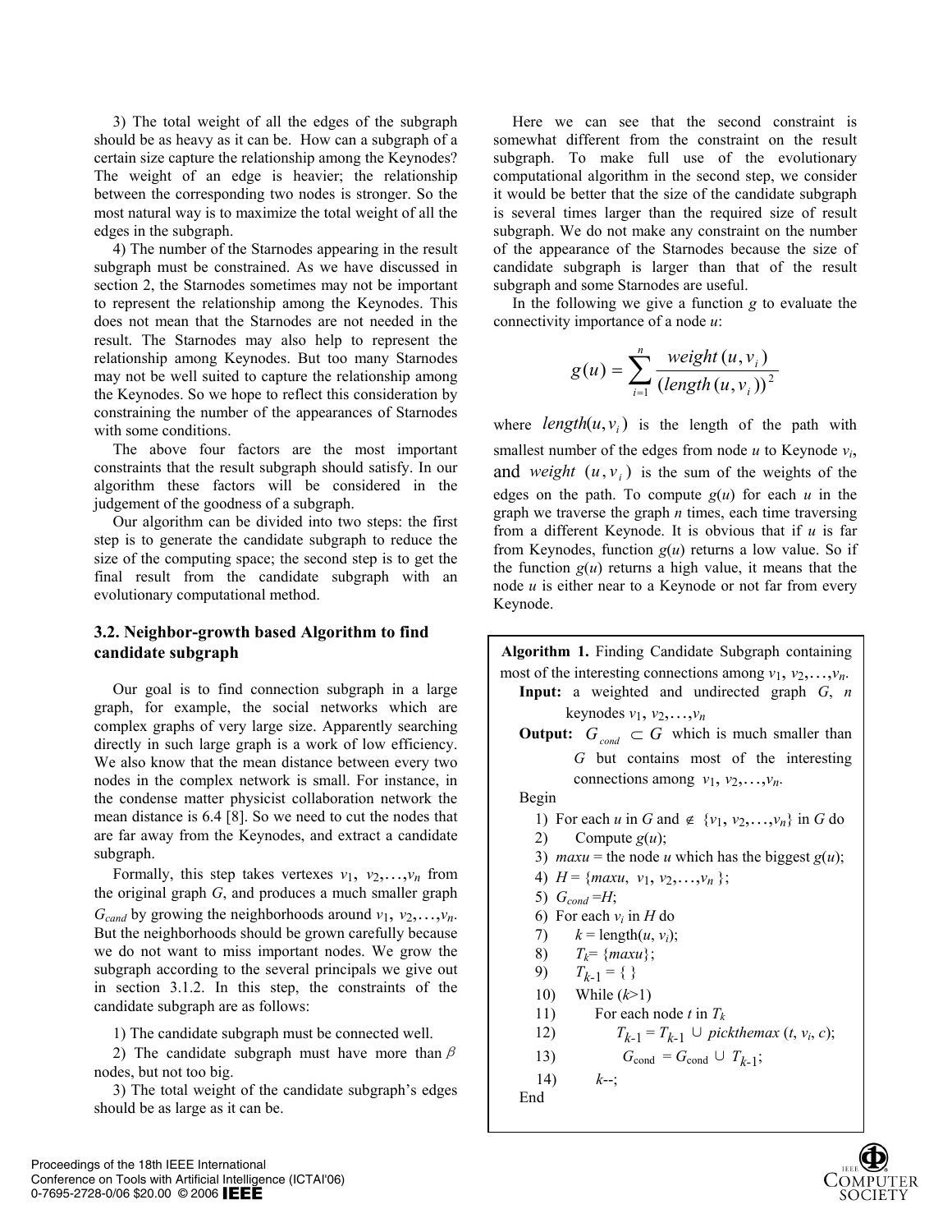3) The total weight of all the edges of the subgraph should be as heavy as it can be. How can a subgraph of a certain size capture the relationship among the Keynodes? The weight of an edge is heavier; the relationship between the corresponding two nodes is stronger. So the most natural way is to maximize the total weight of all the edges in the subgraph.

4) The number of the Starnodes appearing in the result subgraph must be constrained. As we have discussed in section 2, the Starnodes sometimes may not be important to represent the relationship among the Keynodes. This does not mean that the Starnodes are not needed in the result. The Starnodes may also help to represent the relationship among Keynodes. But too many Starnodes may not be well suited to capture the relationship among the Keynodes. So we hope to reflect this consideration by constraining the number of the appearances of Starnodes with some conditions.

The above four factors are the most important constraints that the result subgraph should satisfy. In our algorithm these factors will be considered in the judgement of the goodness of a subgraph.

Our algorithm can be divided into two steps: the first step is to generate the candidate subgraph to reduce the size of the computing space; the second step is to get the final result from the candidate subgraph with an evolutionary computational method.

### 3.2. Neighbor-growth based Algorithm to find candidate subgraph

Our goal is to find connection subgraph in a large graph, for example, the social networks which are complex graphs of very large size. Apparently searching directly in such large graph is a work of low efficiency. We also know that the mean distance between every two nodes in the complex network is small. For instance, in the condense matter physicist collaboration network the mean distance is 6.4 [8]. So we need to cut the nodes that are far away from the Keynodes, and extract a candidate subgraph.

Formally, this step takes vertexes $v_1, v_2, \ldots, v_n$ from the original graph $G$, and produces a much smaller graph $G_{cand}$ by growing the neighborhoods around $v_1, v_2, \ldots, v_n$. But the neighborhoods should be grown carefully because we do not want to miss important nodes. We grow the subgraph according to the several principals we give out in section 3.1.2. In this step, the constraints of the candidate subgraph are as follows:

1) The candidate subgraph must be connected well.

2) The candidate subgraph must have more than $\beta$ nodes, but not too big.

3) The total weight of the candidate subgraph's edges should be as large as it can be.

Here we can see that the second constraint is somewhat different from the constraint on the result subgraph. To make full use of the evolutionary computational algorithm in the second step, we consider it would be better that the size of the candidate subgraph is several times larger than the required size of result subgraph. We do not make any constraint on the number of the appearance of the Starnodes because the size of candidate subgraph is larger than that of the result subgraph and some Starnodes are useful.

In the following we give a function $g$ to evaluate the connectivity importance of a node $u$:

$$g(u) = \sum_{i=1}^{n} \frac{weight(u, v_i)}{(length(u, v_i))^2}$$

where $length(u, v_i)$ is the length of the path with smallest number of the edges from node $u$ to Keynode $v_i$, and $weight(u, v_i)$ is the sum of the weights of the edges on the path. To compute $g(u)$ for each $u$ in the graph we traverse the graph $n$ times, each time traversing from a different Keynode. It is obvious that if $u$ is far from Keynodes, function $g(u)$ returns a low value. So if the function $g(u)$ returns a high value, it means that the node $u$ is either near to a Keynode or not far from every Keynode.

**Algorithm 1.** Finding Candidate Subgraph containing most of the interesting connections among $v_1, v_2, \ldots, v_n$.

**Input:** a weighted and undirected graph $G$, $n$ keynodes $v_1, v_2, \ldots, v_n$

**Output:** $G_{cond} \subset G$ which is much smaller than $G$ but contains most of the interesting connections among $v_1, v_2, \ldots, v_n$.

```
Begin
  1) For each u in G and ∉ {v1, v2,…,vn} in G do
  2)     Compute g(u);
  3) maxu = the node u which has the biggest g(u);
  4) H = {maxu, v1, v2,…,vn };
  5) Gcond =H;
  6) For each vi in H do
  7)     k = length(u, vi);
  8)     Tk= {maxu};
  9)     Tk-1 = { }
  10)    While (k>1)
  11)        For each node t in Tk
  12)            Tk-1 = Tk-1 ∪ pickthemax (t, vi, c);
  13)            Gcond = Gcond ∪ Tk-1;
  14)        k--;
End
```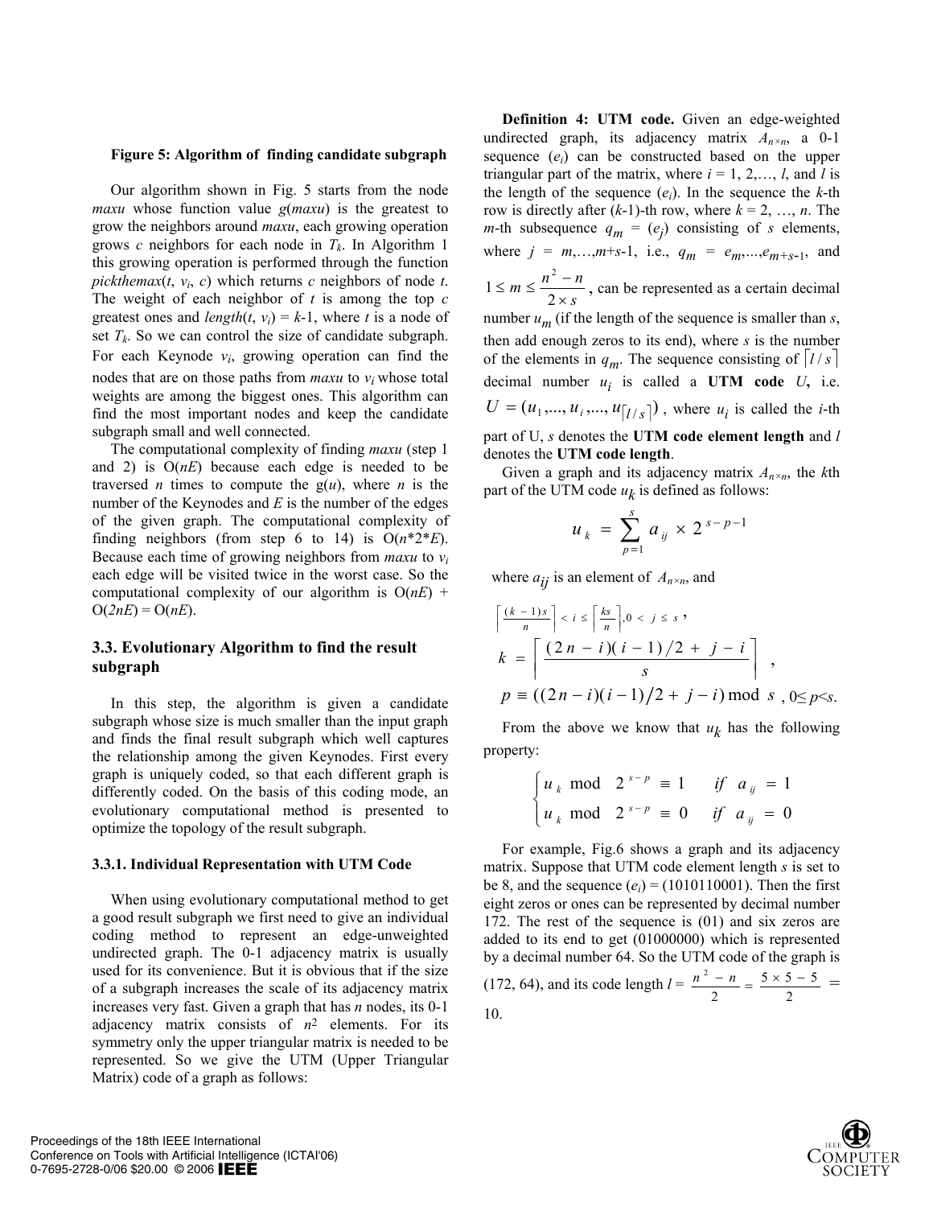**Figure 5: Algorithm of finding candidate subgraph**

Our algorithm shown in Fig. 5 starts from the node *maxu* whose function value *g*(*maxu*) is the greatest to grow the neighbors around *maxu*, each growing operation grows *c* neighbors for each node in $T_k$. In Algorithm 1 this growing operation is performed through the function *pickthemax*($t$, $v_i$, $c$) which returns *c* neighbors of node *t*. The weight of each neighbor of *t* is among the top *c* greatest ones and *length*($t$, $v_i$) = $k$-1, where *t* is a node of set $T_k$. So we can control the size of candidate subgraph. For each Keynode $v_i$, growing operation can find the nodes that are on those paths from *maxu* to $v_i$ whose total weights are among the biggest ones. This algorithm can find the most important nodes and keep the candidate subgraph small and well connected.

The computational complexity of finding *maxu* (step 1 and 2) is O(*nE*) because each edge is needed to be traversed *n* times to compute the g(*u*), where *n* is the number of the Keynodes and *E* is the number of the edges of the given graph. The computational complexity of finding neighbors (from step 6 to 14) is O(*n*\*2\**E*). Because each time of growing neighbors from *maxu* to $v_i$ each edge will be visited twice in the worst case. So the computational complexity of our algorithm is O(*nE*) + O(*2nE*) = O(*nE*).

## 3.3. Evolutionary Algorithm to find the result subgraph

In this step, the algorithm is given a candidate subgraph whose size is much smaller than the input graph and finds the final result subgraph which well captures the relationship among the given Keynodes. First every graph is uniquely coded, so that each different graph is differently coded. On the basis of this coding mode, an evolutionary computational method is presented to optimize the topology of the result subgraph.

### 3.3.1. Individual Representation with UTM Code

When using evolutionary computational method to get a good result subgraph we first need to give an individual coding method to represent an edge-unweighted undirected graph. The 0-1 adjacency matrix is usually used for its convenience. But it is obvious that if the size of a subgraph increases the scale of its adjacency matrix increases very fast. Given a graph that has *n* nodes, its 0-1 adjacency matrix consists of $n^2$ elements. For its symmetry only the upper triangular matrix is needed to be represented. So we give the UTM (Upper Triangular Matrix) code of a graph as follows:

**Definition 4: UTM code.** Given an edge-weighted undirected graph, its adjacency matrix $A_{n\times n}$, a 0-1 sequence ($e_i$) can be constructed based on the upper triangular part of the matrix, where $i$ = 1, 2,…, $l$, and $l$ is the length of the sequence ($e_i$). In the sequence the $k$-th row is directly after ($k$-1)-th row, where $k$ = 2, …, $n$. The $m$-th subsequence $q_m = (e_j)$ consisting of $s$ elements, where $j = m,\ldots,m+s-1$, i.e., $q_m = e_m,\ldots,e_{m+s-1}$, and $1 \le m \le \frac{n^2-n}{2\times s}$, can be represented as a certain decimal number $u_m$ (if the length of the sequence is smaller than $s$, then add enough zeros to its end), where $s$ is the number of the elements in $q_m$. The sequence consisting of $\lceil l/s \rceil$ decimal number $u_i$ is called a **UTM code** $U$**,** i.e. $U = (u_1,\ldots,u_i,\ldots,u_{\lceil l/s \rceil})$, where $u_i$ is called the $i$-th part of U, $s$ denotes the **UTM code element length** and $l$ denotes the **UTM code length**.

Given a graph and its adjacency matrix $A_{n\times n}$, the $k$th part of the UTM code $u_k$ is defined as follows:

$$u_k = \sum_{p=1}^{s} a_{ij} \times 2^{s-p-1}$$

where $a_{ij}$ is an element of $A_{n\times n}$, and

$$\left\lceil \frac{(k-1)s}{n} \right\rceil < i \le \left\lceil \frac{ks}{n} \right\rceil, 0 < j \le s,$$

$$k = \left\lceil \frac{(2n-i)(i-1)/2 + j - i}{s} \right\rceil,$$

$$p \equiv ((2n-i)(i-1)/2 + j - i) \bmod s, \; 0 \le p < s.$$

From the above we know that $u_k$ has the following property:

$$\begin{cases} u_k \bmod 2^{s-p} \equiv 1 & if \;\; a_{ij} = 1 \\ u_k \bmod 2^{s-p} \equiv 0 & if \;\; a_{ij} = 0 \end{cases}$$

For example, Fig.6 shows a graph and its adjacency matrix. Suppose that UTM code element length $s$ is set to be 8, and the sequence ($e_i$) = (1010110001). Then the first eight zeros or ones can be represented by decimal number 172. The rest of the sequence is (01) and six zeros are added to its end to get (01000000) which is represented by a decimal number 64. So the UTM code of the graph is (172, 64), and its code length $l = \frac{n^2-n}{2} = \frac{5\times 5-5}{2} = 10$.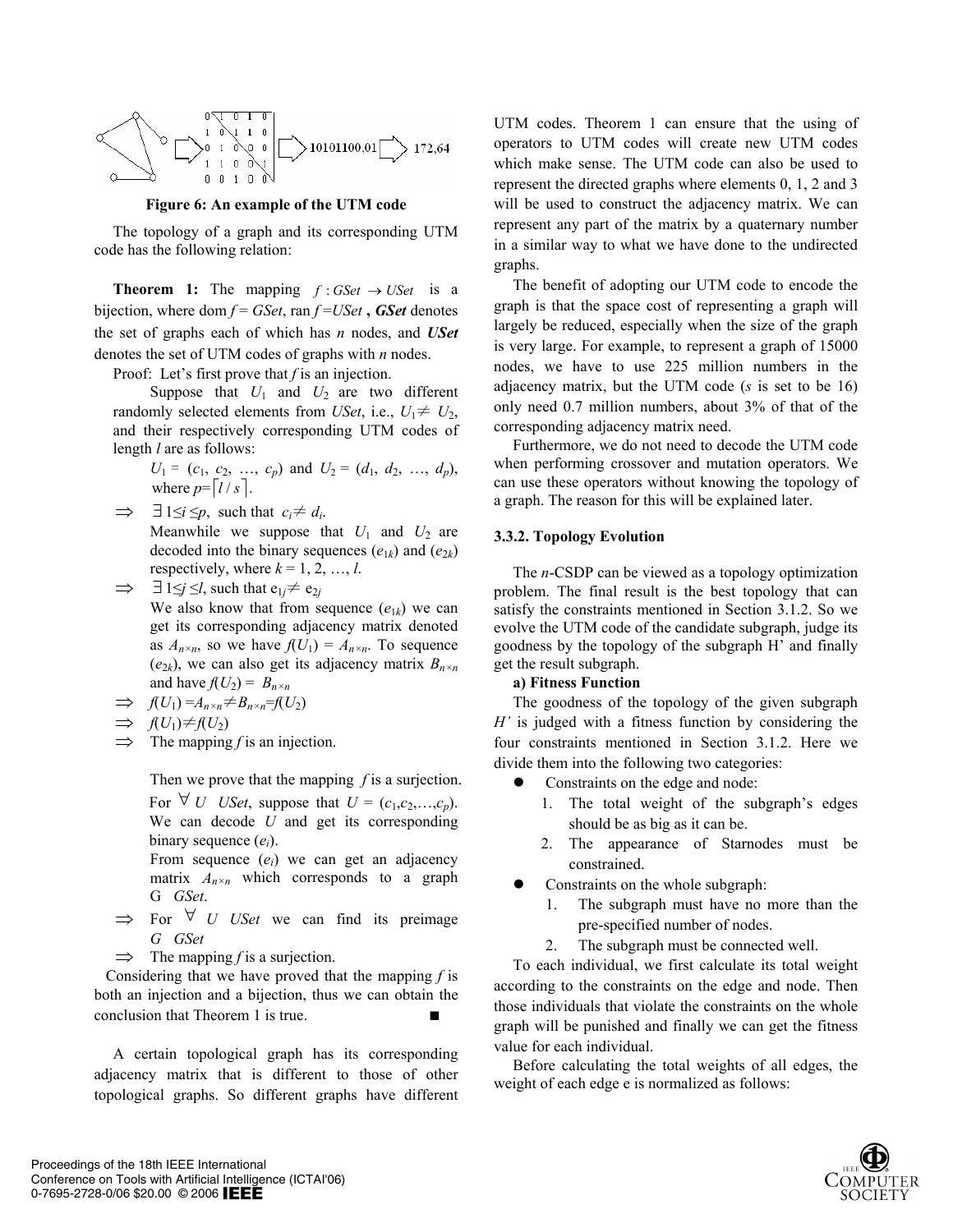**Figure 6: An example of the UTM code**

The topology of a graph and its corresponding UTM code has the following relation:

**Theorem 1:** The mapping $f: GSet \rightarrow USet$ is a bijection, where dom $f = GSet$, ran $f = USet$ , ***GSet*** denotes the set of graphs each of which has *n* nodes, and ***USet*** denotes the set of UTM codes of graphs with *n* nodes.

Proof: Let's first prove that *f* is an injection.

Suppose that $U_1$ and $U_2$ are two different randomly selected elements from *USet*, i.e., $U_1 \neq U_2$, and their respectively corresponding UTM codes of length *l* are as follows:

$U_1 = (c_1, c_2, \ldots, c_p)$ and $U_2 = (d_1, d_2, \ldots, d_p)$, where $p = \lceil l/s \rceil$.

$\Rightarrow$ $\exists\, 1 \leq i \leq p$, such that $c_i \neq d_i$.

Meanwhile we suppose that $U_1$ and $U_2$ are decoded into the binary sequences $(e_{1k})$ and $(e_{2k})$ respectively, where $k = 1, 2, \ldots, l$.

$\Rightarrow$ $\exists\, 1 \leq j \leq l$, such that $e_{1j} \neq e_{2j}$

We also know that from sequence $(e_{1k})$ we can get its corresponding adjacency matrix denoted as $A_{n \times n}$, so we have $f(U_1) = A_{n \times n}$. To sequence $(e_{2k})$, we can also get its adjacency matrix $B_{n \times n}$ and have $f(U_2) = B_{n \times n}$

$\Rightarrow$ $f(U_1) = A_{n \times n} \neq B_{n \times n} = f(U_2)$

$\Rightarrow$ $f(U_1) \neq f(U_2)$

$\Rightarrow$ The mapping *f* is an injection.

Then we prove that the mapping *f* is a surjection.

For $\forall\, U$ *USet*, suppose that $U = (c_1, c_2, \ldots, c_p)$. We can decode *U* and get its corresponding binary sequence $(e_i)$.

From sequence $(e_i)$ we can get an adjacency matrix $A_{n \times n}$ which corresponds to a graph G *GSet*.

$\Rightarrow$ For $\forall\, U$ *USet* we can find its preimage *G GSet*

$\Rightarrow$ The mapping *f* is a surjection.

Considering that we have proved that the mapping *f* is both an injection and a bijection, thus we can obtain the conclusion that Theorem 1 is true. ■

A certain topological graph has its corresponding adjacency matrix that is different to those of other topological graphs. So different graphs have different UTM codes. Theorem 1 can ensure that the using of operators to UTM codes will create new UTM codes which make sense. The UTM code can also be used to represent the directed graphs where elements 0, 1, 2 and 3 will be used to construct the adjacency matrix. We can represent any part of the matrix by a quaternary number in a similar way to what we have done to the undirected graphs.

The benefit of adopting our UTM code to encode the graph is that the space cost of representing a graph will largely be reduced, especially when the size of the graph is very large. For example, to represent a graph of 15000 nodes, we have to use 225 million numbers in the adjacency matrix, but the UTM code (*s* is set to be 16) only need 0.7 million numbers, about 3% of that of the corresponding adjacency matrix need.

Furthermore, we do not need to decode the UTM code when performing crossover and mutation operators. We can use these operators without knowing the topology of a graph. The reason for this will be explained later.

### 3.3.2. Topology Evolution

The *n*-CSDP can be viewed as a topology optimization problem. The final result is the best topology that can satisfy the constraints mentioned in Section 3.1.2. So we evolve the UTM code of the candidate subgraph, judge its goodness by the topology of the subgraph H' and finally get the result subgraph.

**a) Fitness Function**

The goodness of the topology of the given subgraph *H'* is judged with a fitness function by considering the four constraints mentioned in Section 3.1.2. Here we divide them into the following two categories:

- Constraints on the edge and node:
  1. The total weight of the subgraph's edges should be as big as it can be.
  2. The appearance of Starnodes must be constrained.
- Constraints on the whole subgraph:
  1. The subgraph must have no more than the pre-specified number of nodes.
  2. The subgraph must be connected well.

To each individual, we first calculate its total weight according to the constraints on the edge and node. Then those individuals that violate the constraints on the whole graph will be punished and finally we can get the fitness value for each individual.

Before calculating the total weights of all edges, the weight of each edge e is normalized as follows: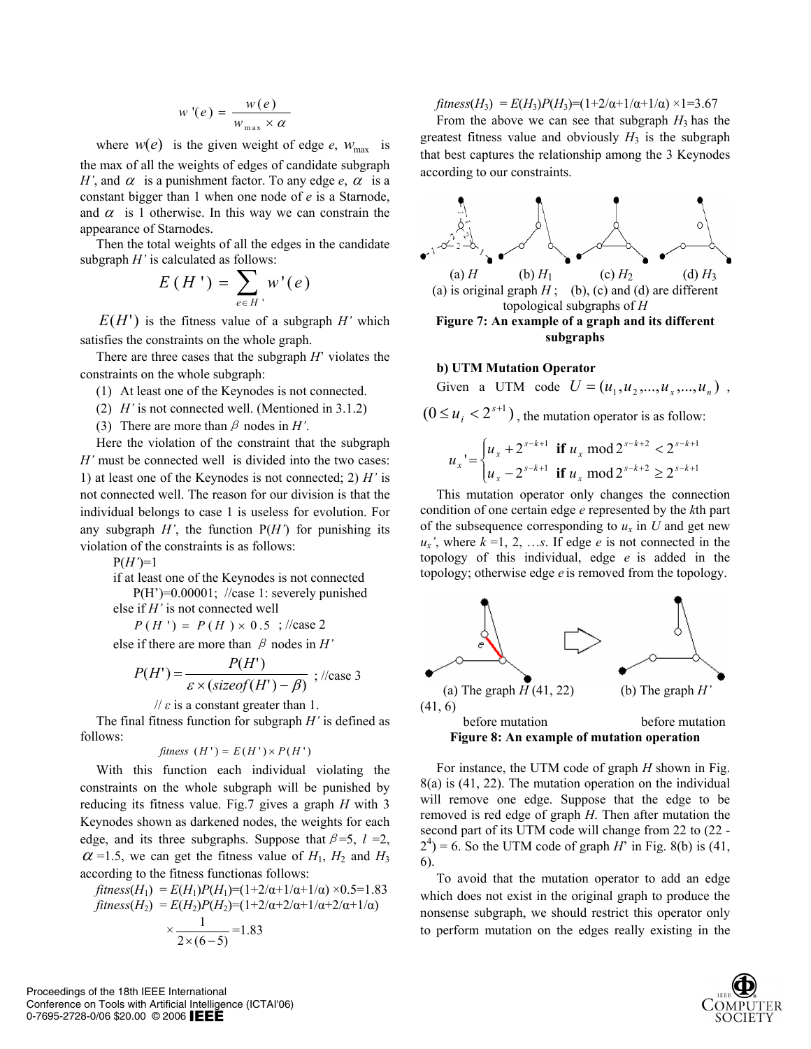$$w'(e) = \frac{w(e)}{w_{max} \times \alpha}$$

where $w(e)$ is the given weight of edge *e*, $w_{max}$ is the max of all the weights of edges of candidate subgraph *H'*, and $\alpha$ is a punishment factor. To any edge *e*, $\alpha$ is a constant bigger than 1 when one node of *e* is a Starnode, and $\alpha$ is 1 otherwise. In this way we can constrain the appearance of Starnodes.

Then the total weights of all the edges in the candidate subgraph *H'* is calculated as follows:

$$E(H') = \sum_{e \in H'} w'(e)$$

$E(H')$ is the fitness value of a subgraph *H'* which satisfies the constraints on the whole graph.

There are three cases that the subgraph *H*' violates the constraints on the whole subgraph:

(1) At least one of the Keynodes is not connected.

(2) *H'* is not connected well. (Mentioned in 3.1.2)

(3) There are more than $\beta$ nodes in *H'*.

Here the violation of the constraint that the subgraph *H'* must be connected well is divided into the two cases: 1) at least one of the Keynodes is not connected; 2) *H'* is not connected well. The reason for our division is that the individual belongs to case 1 is useless for evolution. For any subgraph *H'*, the function P(*H'*) for punishing its violation of the constraints is as follows:

P(*H'*)=1

if at least one of the Keynodes is not connected

P(H')=0.00001; //case 1: severely punished

else if *H'* is not connected well

$P(H') = P(H) \times 0.5$ ; //case 2

else if there are more than $\beta$ nodes in *H'*

$$P(H') = \frac{P(H')}{\varepsilon \times (sizeof(H') - \beta)} \text{ ; //case 3}$$

// *ε* is a constant greater than 1.

The final fitness function for subgraph *H'* is defined as follows:

$$fitness(H') = E(H') \times P(H')$$

With this function each individual violating the constraints on the whole subgraph will be punished by reducing its fitness value. Fig.7 gives a graph *H* with 3 Keynodes shown as darkened nodes, the weights for each edge, and its three subgraphs. Suppose that $\beta$=5, *l* =2, $\alpha$ =1.5, we can get the fitness value of $H_1$, $H_2$ and $H_3$ according to the fitness functionas follows:

*fitness*($H_1$) = $E(H_1)P(H_1)$=(1+2/α+1/α) ×0.5=1.83

*fitness*($H_2$) = $E(H_2)P(H_2)$=(1+2/α+2/α+1/α+2/α+1/α) $\times \frac{1}{2 \times (6-5)}$ =1.83

*fitness*($H_3$) = $E(H_3)P(H_3)$=(1+2/α+1/α+1/α) ×1=3.67

From the above we can see that subgraph $H_3$ has the greatest fitness value and obviously $H_3$ is the subgraph that best captures the relationship among the 3 Keynodes according to our constraints.

(a) $H$ (b) $H_1$ (c) $H_2$ (d) $H_3$

(a) is original graph *H* ; (b), (c) and (d) are different topological subgraphs of *H*

**Figure 7: An example of a graph and its different subgraphs**

**b) UTM Mutation Operator**

Given a UTM code $U = (u_1, u_2, ..., u_x, ..., u_n)$, $(0 \le u_i < 2^{s+1})$, the mutation operator is as follow:

$$u_x' = \begin{cases} u_x + 2^{s-k+1} & \textbf{if } u_x \bmod 2^{s-k+2} < 2^{s-k+1} \\ u_x - 2^{s-k+1} & \textbf{if } u_x \bmod 2^{s-k+2} \ge 2^{s-k+1} \end{cases}$$

This mutation operator only changes the connection condition of one certain edge *e* represented by the *k*th part of the subsequence corresponding to $u_x$ in *U* and get new $u_x'$, where *k* =1, 2, …*s*. If edge *e* is not connected in the topology of this individual, edge *e* is added in the topology; otherwise edge *e* is removed from the topology.

(a) The graph *H* (41, 22) before mutation (b) The graph *H'* (41, 6) before mutation

**Figure 8: An example of mutation operation**

For instance, the UTM code of graph *H* shown in Fig. 8(a) is (41, 22). The mutation operation on the individual will remove one edge. Suppose that the edge to be removed is red edge of graph *H*. Then after mutation the second part of its UTM code will change from 22 to (22 - $2^4$) = 6. So the UTM code of graph *H*' in Fig. 8(b) is (41, 6).

To avoid that the mutation operator to add an edge which does not exist in the original graph to produce the nonsense subgraph, we should restrict this operator only to perform mutation on the edges really existing in the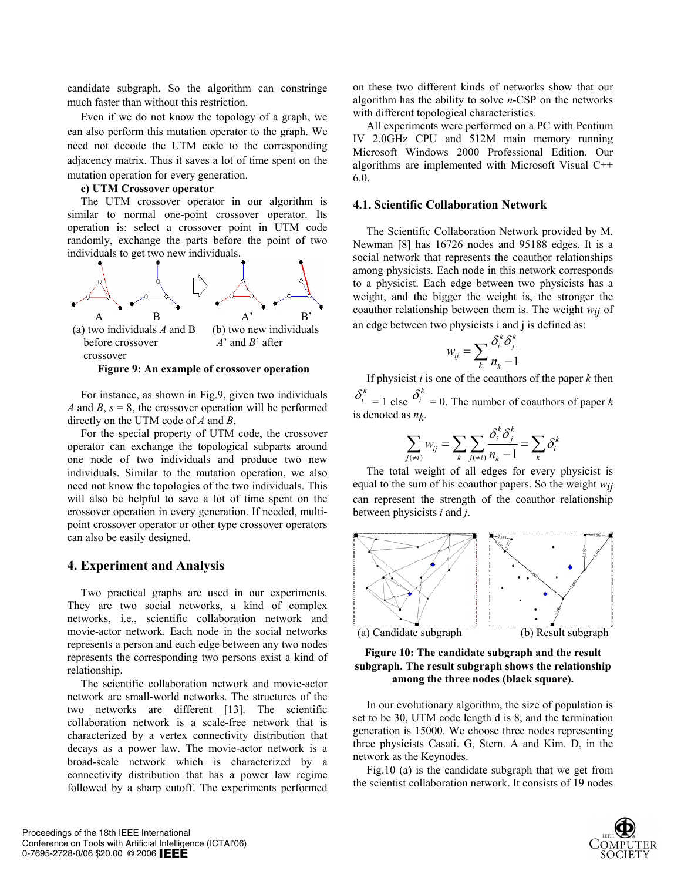candidate subgraph. So the algorithm can constringe much faster than without this restriction.

Even if we do not know the topology of a graph, we can also perform this mutation operator to the graph. We need not decode the UTM code to the corresponding adjacency matrix. Thus it saves a lot of time spent on the mutation operation for every generation.

**c) UTM Crossover operator**

The UTM crossover operator in our algorithm is similar to normal one-point crossover operator. Its operation is: select a crossover point in UTM code randomly, exchange the parts before the point of two individuals to get two new individuals.

(a) two individuals *A* and B before crossover crossover

(b) two new individuals *A*' and *B*' after

**Figure 9: An example of crossover operation**

For instance, as shown in Fig.9, given two individuals *A* and *B*, $s = 8$, the crossover operation will be performed directly on the UTM code of *A* and *B*.

For the special property of UTM code, the crossover operator can exchange the topological subparts around one node of two individuals and produce two new individuals. Similar to the mutation operation, we also need not know the topologies of the two individuals. This will also be helpful to save a lot of time spent on the crossover operation in every generation. If needed, multi-point crossover operator or other type crossover operators can also be easily designed.

## 4. Experiment and Analysis

Two practical graphs are used in our experiments. They are two social networks, a kind of complex networks, i.e., scientific collaboration network and movie-actor network. Each node in the social networks represents a person and each edge between any two nodes represents the corresponding two persons exist a kind of relationship.

The scientific collaboration network and movie-actor network are small-world networks. The structures of the two networks are different [13]. The scientific collaboration network is a scale-free network that is characterized by a vertex connectivity distribution that decays as a power law. The movie-actor network is a broad-scale network which is characterized by a connectivity distribution that has a power law regime followed by a sharp cutoff. The experiments performed on these two different kinds of networks show that our algorithm has the ability to solve *n*-CSP on the networks with different topological characteristics.

All experiments were performed on a PC with Pentium IV 2.0GHz CPU and 512M main memory running Microsoft Windows 2000 Professional Edition. Our algorithms are implemented with Microsoft Visual C++ 6.0.

### 4.1. Scientific Collaboration Network

The Scientific Collaboration Network provided by M. Newman [8] has 16726 nodes and 95188 edges. It is a social network that represents the coauthor relationships among physicists. Each node in this network corresponds to a physicist. Each edge between two physicists has a weight, and the bigger the weight is, the stronger the coauthor relationship between them is. The weight $w_{ij}$ of an edge between two physicists i and j is defined as:

$$w_{ij} = \sum_k \frac{\delta_i^k \delta_j^k}{n_k - 1}$$

If physicist *i* is one of the coauthors of the paper *k* then $\delta_i^k = 1$ else $\delta_i^k = 0$. The number of coauthors of paper *k* is denoted as $n_k$.

$$\sum_{j(\neq i)} w_{ij} = \sum_k \sum_{j(\neq i)} \frac{\delta_i^k \delta_j^k}{n_k - 1} = \sum_k \delta_i^k$$

The total weight of all edges for every physicist is equal to the sum of his coauthor papers. So the weight $w_{ij}$ can represent the strength of the coauthor relationship between physicists *i* and *j*.

(a) Candidate subgraph (b) Result subgraph

**Figure 10: The candidate subgraph and the result subgraph. The result subgraph shows the relationship among the three nodes (black square).**

In our evolutionary algorithm, the size of population is set to be 30, UTM code length d is 8, and the termination generation is 15000. We choose three nodes representing three physicists Casati. G, Stern. A and Kim. D, in the network as the Keynodes.

Fig.10 (a) is the candidate subgraph that we get from the scientist collaboration network. It consists of 19 nodes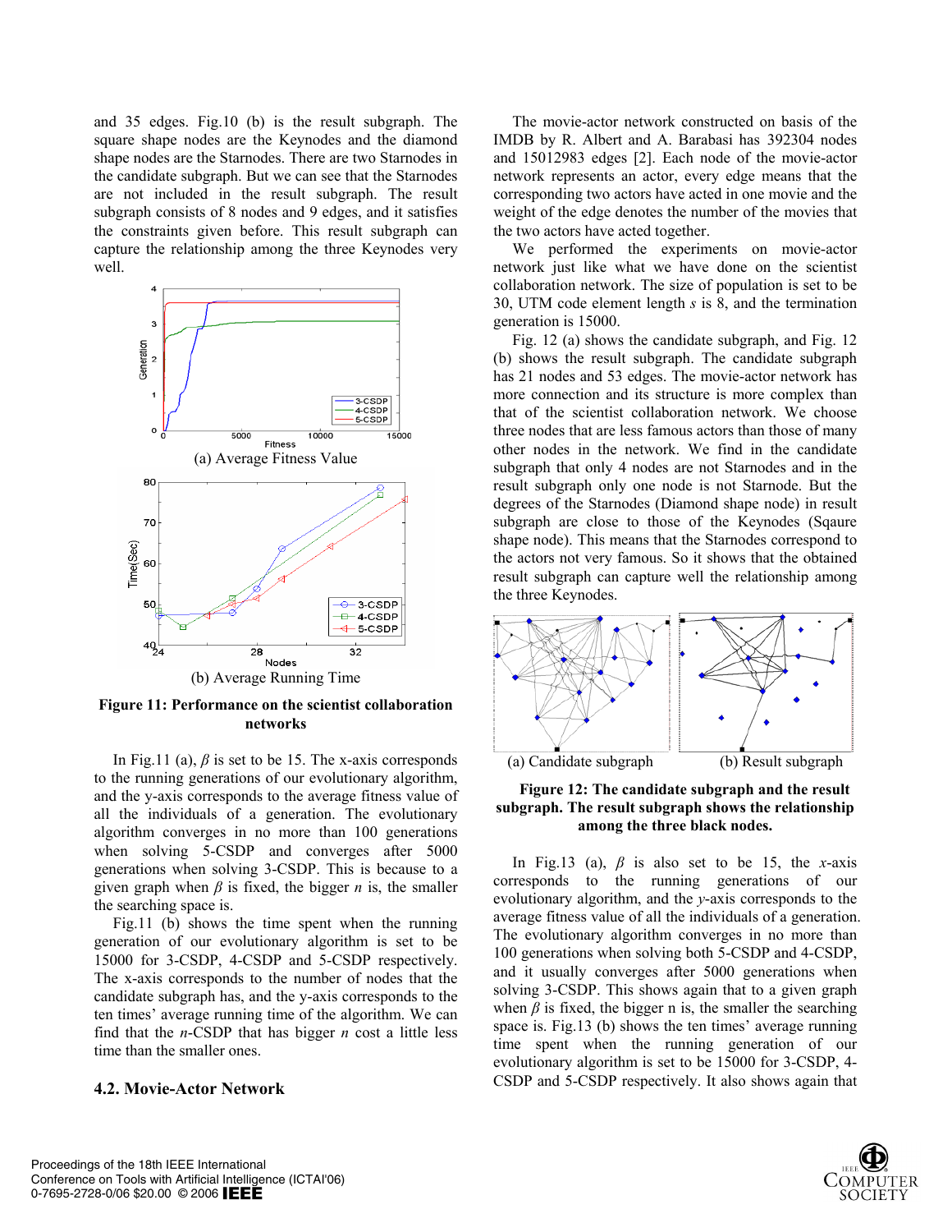and 35 edges. Fig.10 (b) is the result subgraph. The square shape nodes are the Keynodes and the diamond shape nodes are the Starnodes. There are two Starnodes in the candidate subgraph. But we can see that the Starnodes are not included in the result subgraph. The result subgraph consists of 8 nodes and 9 edges, and it satisfies the constraints given before. This result subgraph can capture the relationship among the three Keynodes very well.

(a) Average Fitness Value

(b) Average Running Time

**Figure 11: Performance on the scientist collaboration networks**

In Fig.11 (a), $\beta$ is set to be 15. The x-axis corresponds to the running generations of our evolutionary algorithm, and the y-axis corresponds to the average fitness value of all the individuals of a generation. The evolutionary algorithm converges in no more than 100 generations when solving 5-CSDP and converges after 5000 generations when solving 3-CSDP. This is because to a given graph when $\beta$ is fixed, the bigger $n$ is, the smaller the searching space is.

Fig.11 (b) shows the time spent when the running generation of our evolutionary algorithm is set to be 15000 for 3-CSDP, 4-CSDP and 5-CSDP respectively. The x-axis corresponds to the number of nodes that the candidate subgraph has, and the y-axis corresponds to the ten times' average running time of the algorithm. We can find that the $n$-CSDP that has bigger $n$ cost a little less time than the smaller ones.

### 4.2. Movie-Actor Network

The movie-actor network constructed on basis of the IMDB by R. Albert and A. Barabasi has 392304 nodes and 15012983 edges [2]. Each node of the movie-actor network represents an actor, every edge means that the corresponding two actors have acted in one movie and the weight of the edge denotes the number of the movies that the two actors have acted together.

We performed the experiments on movie-actor network just like what we have done on the scientist collaboration network. The size of population is set to be 30, UTM code element length $s$ is 8, and the termination generation is 15000.

Fig. 12 (a) shows the candidate subgraph, and Fig. 12 (b) shows the result subgraph. The candidate subgraph has 21 nodes and 53 edges. The movie-actor network has more connection and its structure is more complex than that of the scientist collaboration network. We choose three nodes that are less famous actors than those of many other nodes in the network. We find in the candidate subgraph that only 4 nodes are not Starnodes and in the result subgraph only one node is not Starnode. But the degrees of the Starnodes (Diamond shape node) in result subgraph are close to those of the Keynodes (Sqaure shape node). This means that the Starnodes correspond to the actors not very famous. So it shows that the obtained result subgraph can capture well the relationship among the three Keynodes.

(a) Candidate subgraph (b) Result subgraph

**Figure 12: The candidate subgraph and the result subgraph. The result subgraph shows the relationship among the three black nodes.**

In Fig.13 (a), $\beta$ is also set to be 15, the $x$-axis corresponds to the running generations of our evolutionary algorithm, and the $y$-axis corresponds to the average fitness value of all the individuals of a generation. The evolutionary algorithm converges in no more than 100 generations when solving both 5-CSDP and 4-CSDP, and it usually converges after 5000 generations when solving 3-CSDP. This shows again that to a given graph when $\beta$ is fixed, the bigger n is, the smaller the searching space is. Fig.13 (b) shows the ten times' average running time spent when the running generation of our evolutionary algorithm is set to be 15000 for 3-CSDP, 4-CSDP and 5-CSDP respectively. It also shows again that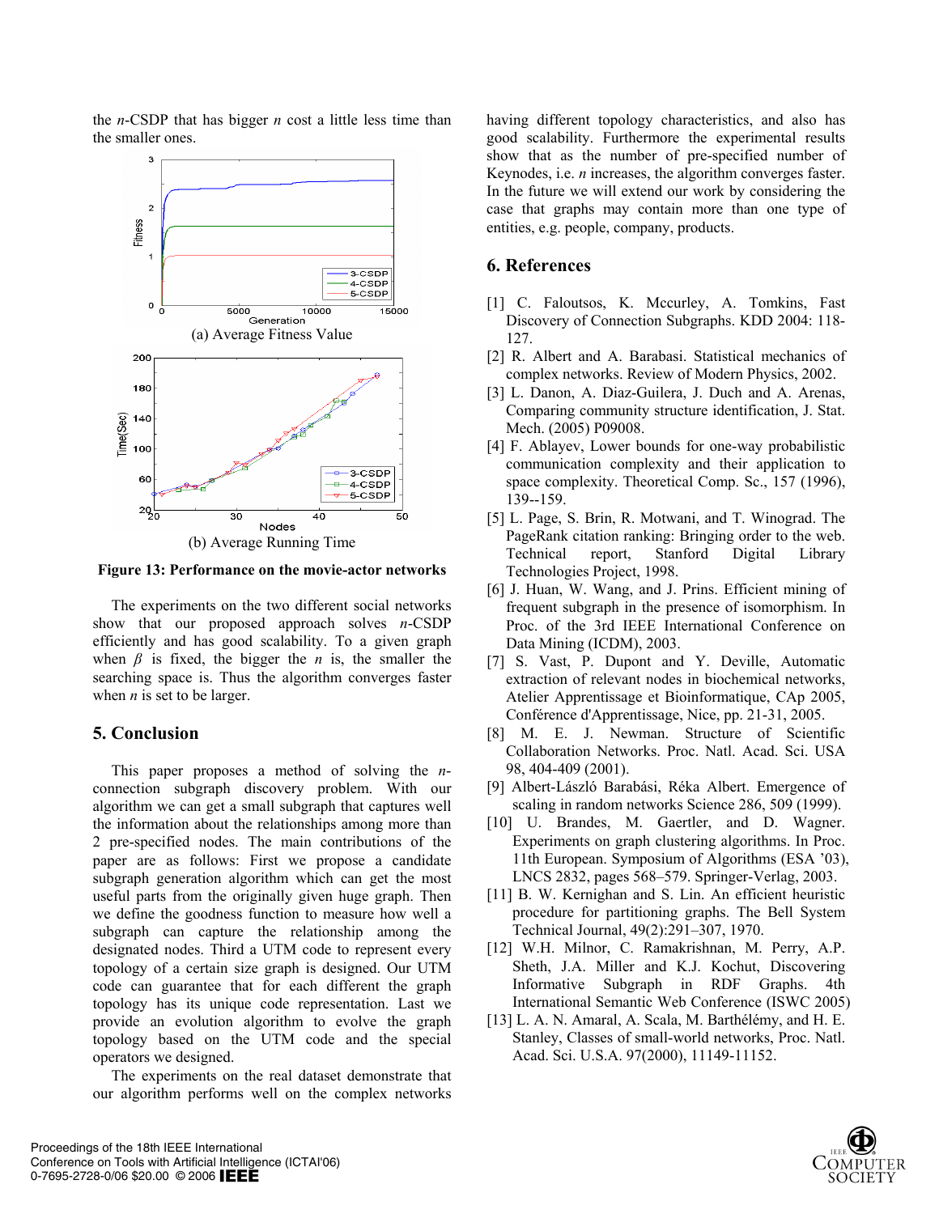the $n$-CSDP that has bigger $n$ cost a little less time than the smaller ones.

3
2
Fitness
1
0
0 5000 10000 15000
Generation
3-CSDP
4-CSDP
5-CSDP

(a) Average Fitness Value

200
180
140
Time(Sec)
100
60
20
20 30 40 50
Nodes
3-CSDP
4-CSDP
5-CSDP

(b) Average Running Time

**Figure 13: Performance on the movie-actor networks**

The experiments on the two different social networks show that our proposed approach solves $n$-CSDP efficiently and has good scalability. To a given graph when $\beta$ is fixed, the bigger the $n$ is, the smaller the searching space is. Thus the algorithm converges faster when $n$ is set to be larger.

## 5. Conclusion

This paper proposes a method of solving the $n$-connection subgraph discovery problem. With our algorithm we can get a small subgraph that captures well the information about the relationships among more than 2 pre-specified nodes. The main contributions of the paper are as follows: First we propose a candidate subgraph generation algorithm which can get the most useful parts from the originally given huge graph. Then we define the goodness function to measure how well a subgraph can capture the relationship among the designated nodes. Third a UTM code to represent every topology of a certain size graph is designed. Our UTM code can guarantee that for each different the graph topology has its unique code representation. Last we provide an evolution algorithm to evolve the graph topology based on the UTM code and the special operators we designed.

The experiments on the real dataset demonstrate that our algorithm performs well on the complex networks having different topology characteristics, and also has good scalability. Furthermore the experimental results show that as the number of pre-specified number of Keynodes, i.e. $n$ increases, the algorithm converges faster. In the future we will extend our work by considering the case that graphs may contain more than one type of entities, e.g. people, company, products.

## 6. References

[1] C. Faloutsos, K. Mccurley, A. Tomkins, Fast Discovery of Connection Subgraphs. KDD 2004: 118-127.

[2] R. Albert and A. Barabasi. Statistical mechanics of complex networks. Review of Modern Physics, 2002.

[3] L. Danon, A. Diaz-Guilera, J. Duch and A. Arenas, Comparing community structure identification, J. Stat. Mech. (2005) P09008.

[4] F. Ablayev, Lower bounds for one-way probabilistic communication complexity and their application to space complexity. Theoretical Comp. Sc., 157 (1996), 139--159.

[5] L. Page, S. Brin, R. Motwani, and T. Winograd. The PageRank citation ranking: Bringing order to the web. Technical report, Stanford Digital Library Technologies Project, 1998.

[6] J. Huan, W. Wang, and J. Prins. Efficient mining of frequent subgraph in the presence of isomorphism. In Proc. of the 3rd IEEE International Conference on Data Mining (ICDM), 2003.

[7] S. Vast, P. Dupont and Y. Deville, Automatic extraction of relevant nodes in biochemical networks, Atelier Apprentissage et Bioinformatique, CAp 2005, Conférence d'Apprentissage, Nice, pp. 21-31, 2005.

[8] M. E. J. Newman. Structure of Scientific Collaboration Networks. Proc. Natl. Acad. Sci. USA 98, 404-409 (2001).

[9] Albert-László Barabási, Réka Albert. Emergence of scaling in random networks Science 286, 509 (1999).

[10] U. Brandes, M. Gaertler, and D. Wagner. Experiments on graph clustering algorithms. In Proc. 11th European. Symposium of Algorithms (ESA '03), LNCS 2832, pages 568–579. Springer-Verlag, 2003.

[11] B. W. Kernighan and S. Lin. An efficient heuristic procedure for partitioning graphs. The Bell System Technical Journal, 49(2):291–307, 1970.

[12] W.H. Milnor, C. Ramakrishnan, M. Perry, A.P. Sheth, J.A. Miller and K.J. Kochut, Discovering Informative Subgraph in RDF Graphs. 4th International Semantic Web Conference (ISWC 2005)

[13] L. A. N. Amaral, A. Scala, M. Barthélémy, and H. E. Stanley, Classes of small-world networks, Proc. Natl. Acad. Sci. U.S.A. 97(2000), 11149-11152.